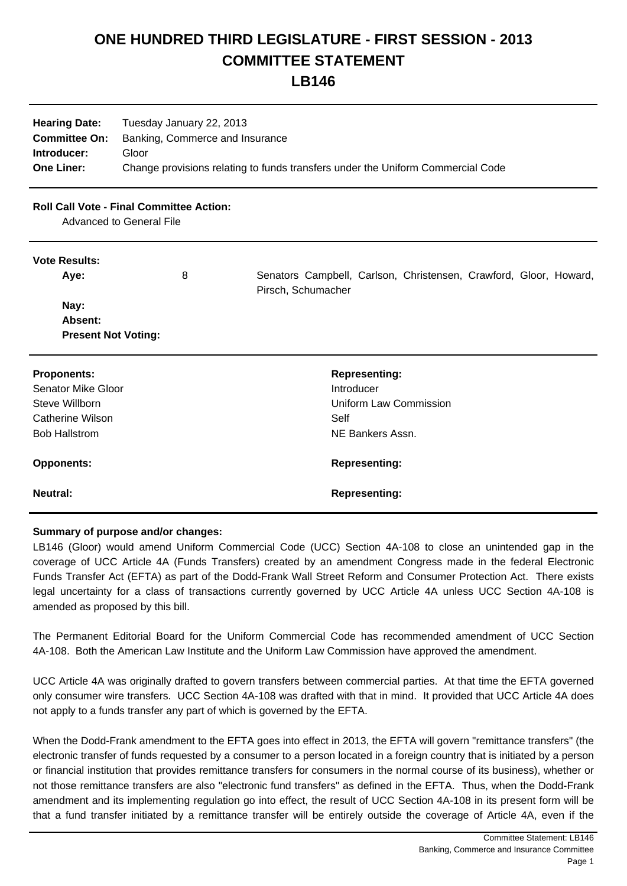# ONE HUNDRED THIRD LEGISLATURE - FIRST SESSION - 2013
# COMMITTEE STATEMENT
# LB146

| | |
|---|---|
| **Hearing Date:** | Tuesday January 22, 2013 |
| **Committee On:** | Banking, Commerce and Insurance |
| **Introducer:** | Gloor |
| **One Liner:** | Change provisions relating to funds transfers under the Uniform Commercial Code |

**Roll Call Vote - Final Committee Action:**

Advanced to General File

**Vote Results:**

| | | |
|---|---|---|
| **Aye:** | 8 | Senators Campbell, Carlson, Christensen, Crawford, Gloor, Howard, Pirsch, Schumacher |
| **Nay:** | | |
| **Absent:** | | |
| **Present Not Voting:** | | |

| **Proponents:** | **Representing:** |
|---|---|
| Senator Mike Gloor | Introducer |
| Steve Willborn | Uniform Law Commission |
| Catherine Wilson | Self |
| Bob Hallstrom | NE Bankers Assn. |

| **Opponents:** | **Representing:** |
|---|---|

| **Neutral:** | **Representing:** |
|---|---|

**Summary of purpose and/or changes:**

LB146 (Gloor) would amend Uniform Commercial Code (UCC) Section 4A-108 to close an unintended gap in the coverage of UCC Article 4A (Funds Transfers) created by an amendment Congress made in the federal Electronic Funds Transfer Act (EFTA) as part of the Dodd-Frank Wall Street Reform and Consumer Protection Act. There exists legal uncertainty for a class of transactions currently governed by UCC Article 4A unless UCC Section 4A-108 is amended as proposed by this bill.

The Permanent Editorial Board for the Uniform Commercial Code has recommended amendment of UCC Section 4A-108. Both the American Law Institute and the Uniform Law Commission have approved the amendment.

UCC Article 4A was originally drafted to govern transfers between commercial parties. At that time the EFTA governed only consumer wire transfers. UCC Section 4A-108 was drafted with that in mind. It provided that UCC Article 4A does not apply to a funds transfer any part of which is governed by the EFTA.

When the Dodd-Frank amendment to the EFTA goes into effect in 2013, the EFTA will govern "remittance transfers" (the electronic transfer of funds requested by a consumer to a person located in a foreign country that is initiated by a person or financial institution that provides remittance transfers for consumers in the normal course of its business), whether or not those remittance transfers are also "electronic fund transfers" as defined in the EFTA. Thus, when the Dodd-Frank amendment and its implementing regulation go into effect, the result of UCC Section 4A-108 in its present form will be that a fund transfer initiated by a remittance transfer will be entirely outside the coverage of Article 4A, even if the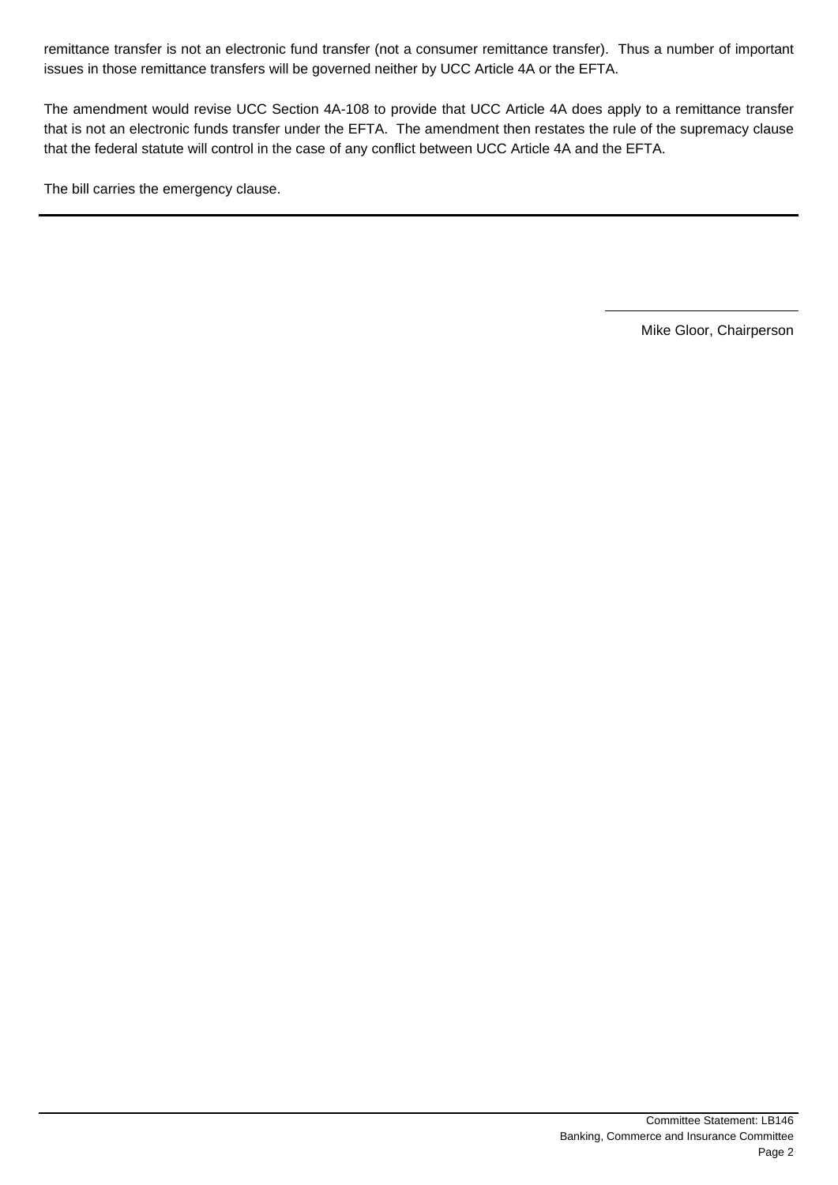remittance transfer is not an electronic fund transfer (not a consumer remittance transfer). Thus a number of important issues in those remittance transfers will be governed neither by UCC Article 4A or the EFTA.

The amendment would revise UCC Section 4A-108 to provide that UCC Article 4A does apply to a remittance transfer that is not an electronic funds transfer under the EFTA. The amendment then restates the rule of the supremacy clause that the federal statute will control in the case of any conflict between UCC Article 4A and the EFTA.

The bill carries the emergency clause.

---

Mike Gloor, Chairperson